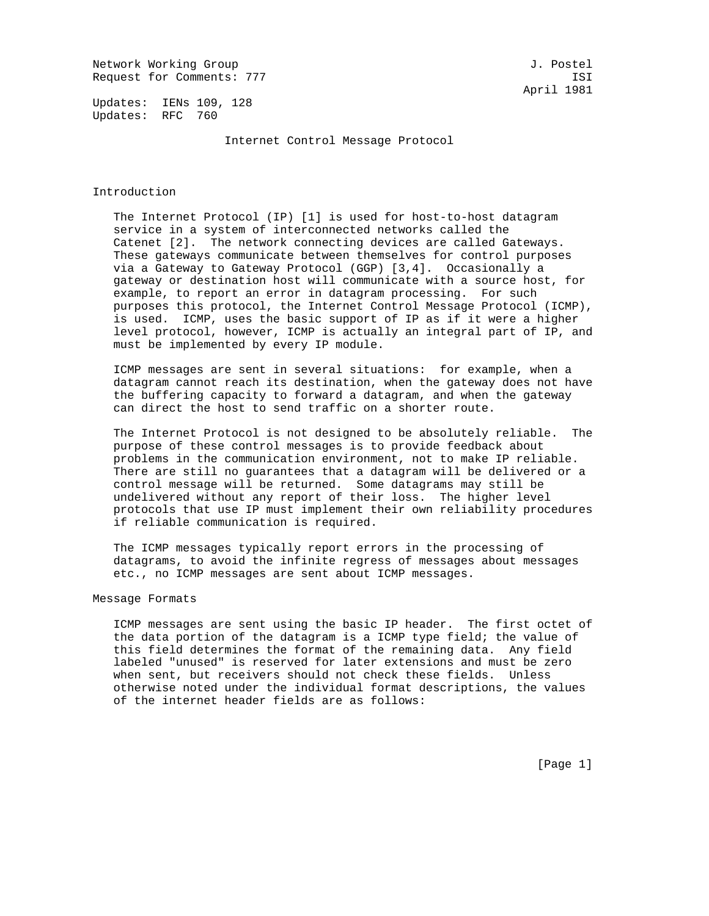Network Working Group J. Postel
Request for Comments: 777 ISI
April 1981

Updates: IENs 109, 128
Updates: RFC 760

# Internet Control Message Protocol

## Introduction

The Internet Protocol (IP) [1] is used for host-to-host datagram service in a system of interconnected networks called the Catenet [2]. The network connecting devices are called Gateways. These gateways communicate between themselves for control purposes via a Gateway to Gateway Protocol (GGP) [3,4]. Occasionally a gateway or destination host will communicate with a source host, for example, to report an error in datagram processing. For such purposes this protocol, the Internet Control Message Protocol (ICMP), is used. ICMP, uses the basic support of IP as if it were a higher level protocol, however, ICMP is actually an integral part of IP, and must be implemented by every IP module.

ICMP messages are sent in several situations: for example, when a datagram cannot reach its destination, when the gateway does not have the buffering capacity to forward a datagram, and when the gateway can direct the host to send traffic on a shorter route.

The Internet Protocol is not designed to be absolutely reliable. The purpose of these control messages is to provide feedback about problems in the communication environment, not to make IP reliable. There are still no guarantees that a datagram will be delivered or a control message will be returned. Some datagrams may still be undelivered without any report of their loss. The higher level protocols that use IP must implement their own reliability procedures if reliable communication is required.

The ICMP messages typically report errors in the processing of datagrams, to avoid the infinite regress of messages about messages etc., no ICMP messages are sent about ICMP messages.

## Message Formats

ICMP messages are sent using the basic IP header. The first octet of the data portion of the datagram is a ICMP type field; the value of this field determines the format of the remaining data. Any field labeled "unused" is reserved for later extensions and must be zero when sent, but receivers should not check these fields. Unless otherwise noted under the individual format descriptions, the values of the internet header fields are as follows: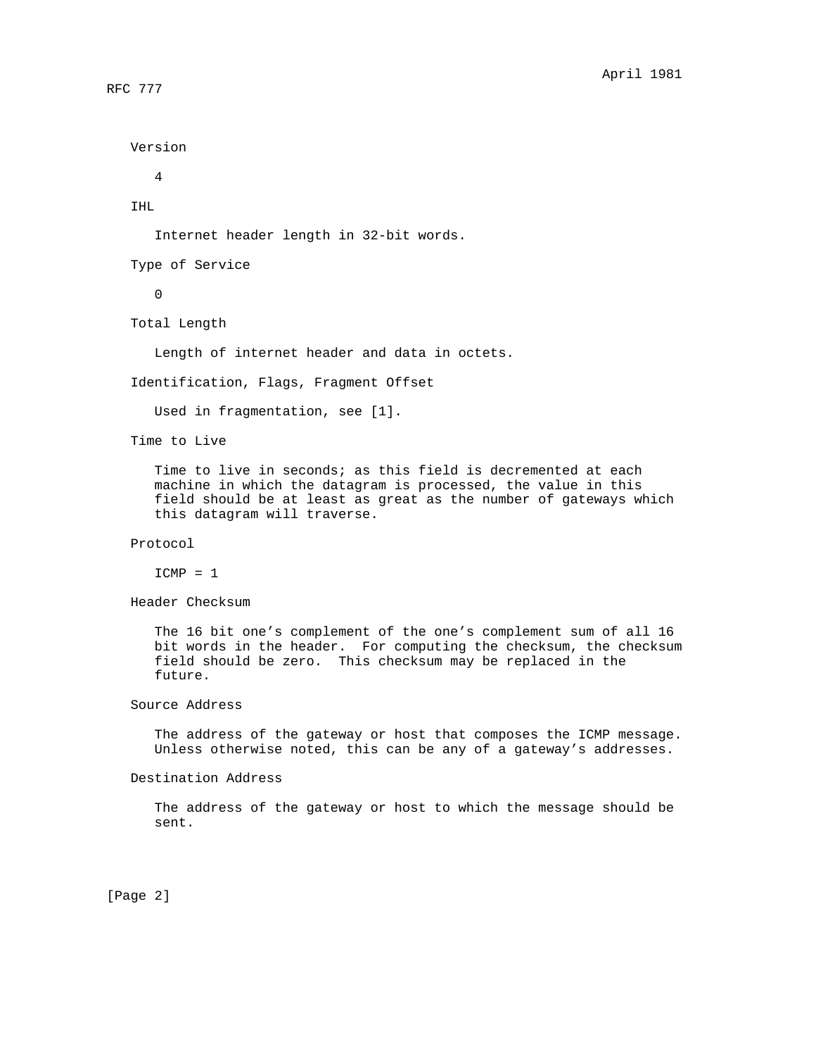Version

4

IHL

Internet header length in 32-bit words.

Type of Service

0

Total Length

Length of internet header and data in octets.

Identification, Flags, Fragment Offset

Used in fragmentation, see [1].

Time to Live

Time to live in seconds; as this field is decremented at each machine in which the datagram is processed, the value in this field should be at least as great as the number of gateways which this datagram will traverse.

Protocol

ICMP = 1

Header Checksum

The 16 bit one's complement of the one's complement sum of all 16 bit words in the header. For computing the checksum, the checksum field should be zero. This checksum may be replaced in the future.

Source Address

The address of the gateway or host that composes the ICMP message. Unless otherwise noted, this can be any of a gateway's addresses.

Destination Address

The address of the gateway or host to which the message should be sent.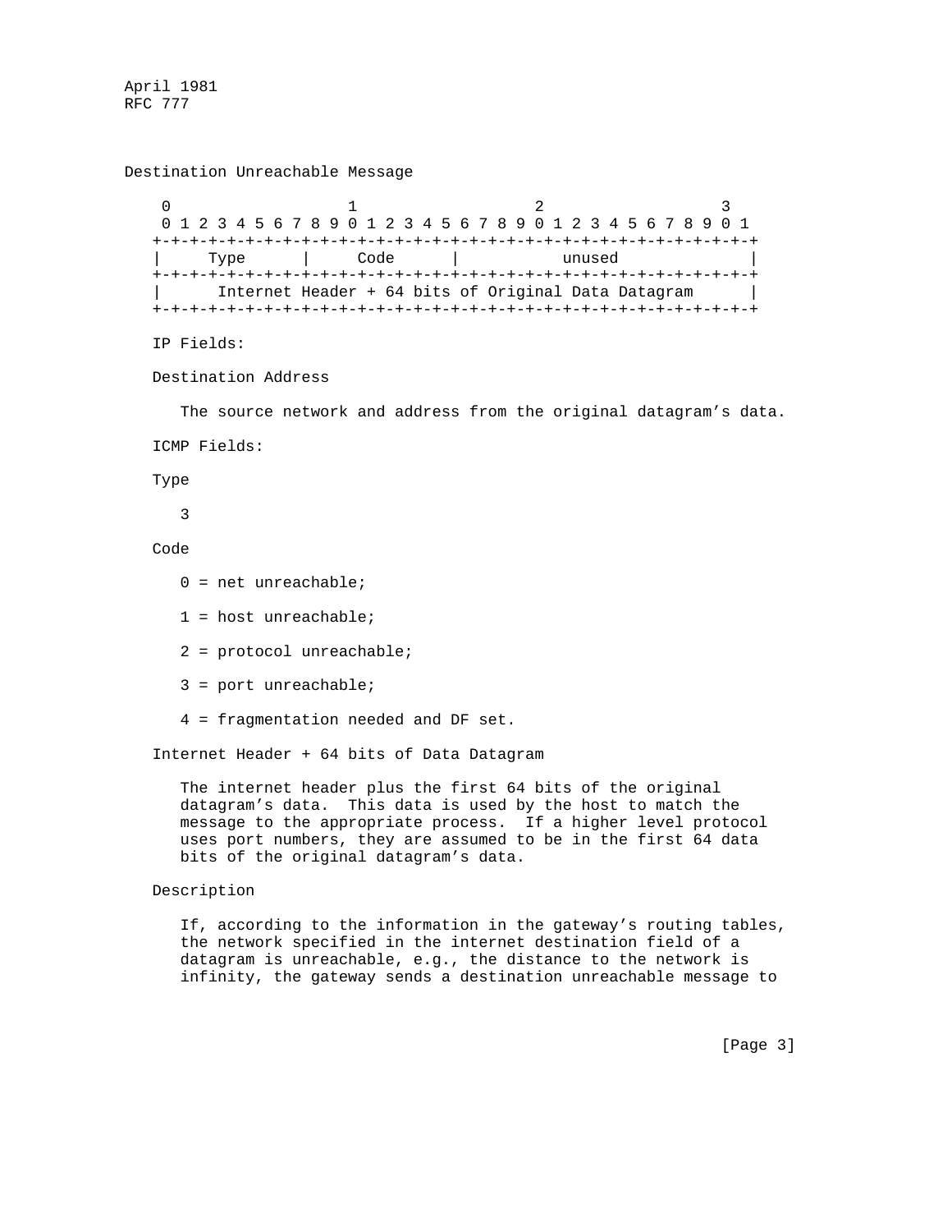## Destination Unreachable Message

```
    0                   1                   2                   3
    0 1 2 3 4 5 6 7 8 9 0 1 2 3 4 5 6 7 8 9 0 1 2 3 4 5 6 7 8 9 0 1
   +-+-+-+-+-+-+-+-+-+-+-+-+-+-+-+-+-+-+-+-+-+-+-+-+-+-+-+-+-+-+-+-+
   |     Type      |     Code      |          unused               |
   +-+-+-+-+-+-+-+-+-+-+-+-+-+-+-+-+-+-+-+-+-+-+-+-+-+-+-+-+-+-+-+-+
   |      Internet Header + 64 bits of Original Data Datagram      |
   +-+-+-+-+-+-+-+-+-+-+-+-+-+-+-+-+-+-+-+-+-+-+-+-+-+-+-+-+-+-+-+-+
```

IP Fields:

Destination Address

The source network and address from the original datagram's data.

ICMP Fields:

Type

3

Code

0 = net unreachable;

1 = host unreachable;

2 = protocol unreachable;

3 = port unreachable;

4 = fragmentation needed and DF set.

Internet Header + 64 bits of Data Datagram

The internet header plus the first 64 bits of the original datagram's data. This data is used by the host to match the message to the appropriate process. If a higher level protocol uses port numbers, they are assumed to be in the first 64 data bits of the original datagram's data.

Description

If, according to the information in the gateway's routing tables, the network specified in the internet destination field of a datagram is unreachable, e.g., the distance to the network is infinity, the gateway sends a destination unreachable message to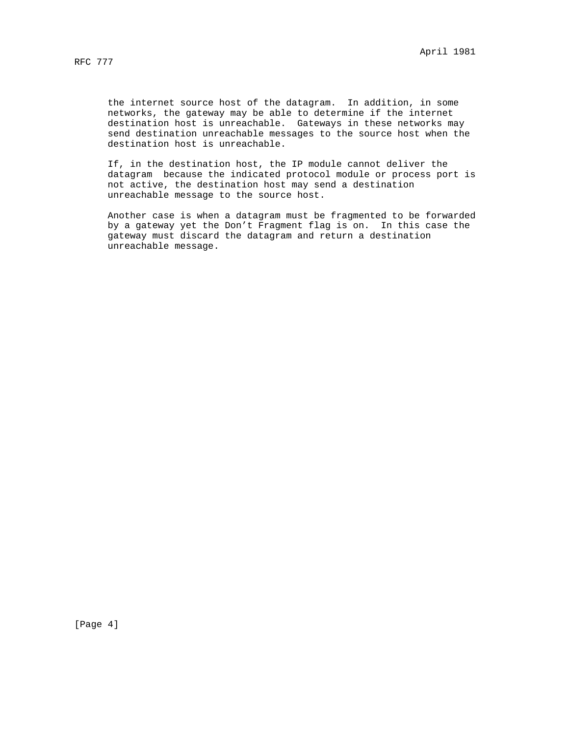the internet source host of the datagram.  In addition, in some networks, the gateway may be able to determine if the internet destination host is unreachable.  Gateways in these networks may send destination unreachable messages to the source host when the destination host is unreachable.

If, in the destination host, the IP module cannot deliver the datagram  because the indicated protocol module or process port is not active, the destination host may send a destination unreachable message to the source host.

Another case is when a datagram must be fragmented to be forwarded by a gateway yet the Don't Fragment flag is on.  In this case the gateway must discard the datagram and return a destination unreachable message.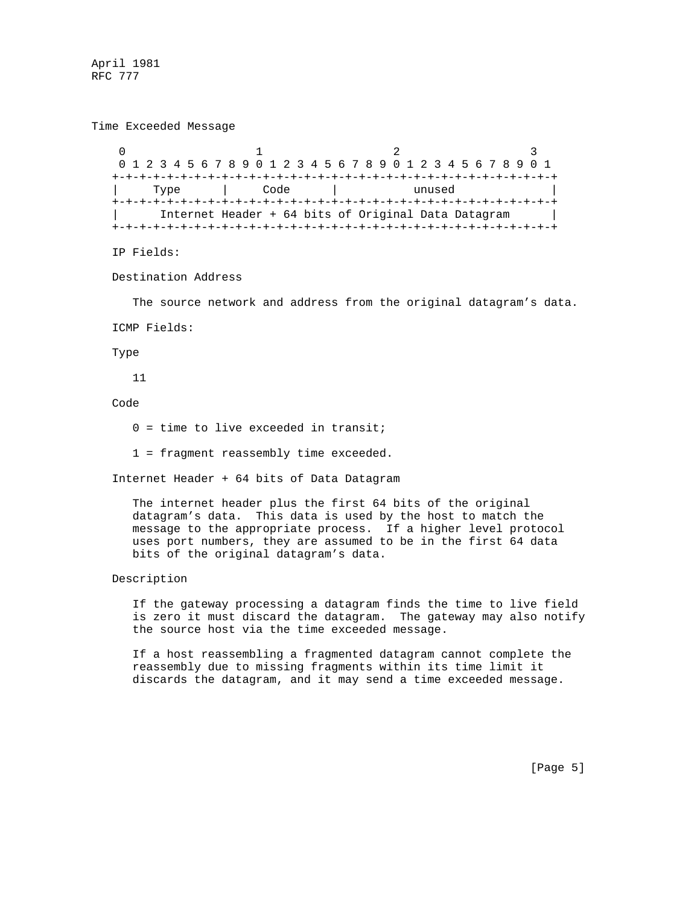## Time Exceeded Message

```
    0                   1                   2                   3
    0 1 2 3 4 5 6 7 8 9 0 1 2 3 4 5 6 7 8 9 0 1 2 3 4 5 6 7 8 9 0 1
   +-+-+-+-+-+-+-+-+-+-+-+-+-+-+-+-+-+-+-+-+-+-+-+-+-+-+-+-+-+-+-+-+
   |     Type      |     Code      |          unused               |
   +-+-+-+-+-+-+-+-+-+-+-+-+-+-+-+-+-+-+-+-+-+-+-+-+-+-+-+-+-+-+-+-+
   |      Internet Header + 64 bits of Original Data Datagram      |
   +-+-+-+-+-+-+-+-+-+-+-+-+-+-+-+-+-+-+-+-+-+-+-+-+-+-+-+-+-+-+-+-+
```

IP Fields:

Destination Address

The source network and address from the original datagram’s data.

ICMP Fields:

Type

11

Code

0 = time to live exceeded in transit;

1 = fragment reassembly time exceeded.

Internet Header + 64 bits of Data Datagram

The internet header plus the first 64 bits of the original datagram’s data. This data is used by the host to match the message to the appropriate process. If a higher level protocol uses port numbers, they are assumed to be in the first 64 data bits of the original datagram’s data.

Description

If the gateway processing a datagram finds the time to live field is zero it must discard the datagram. The gateway may also notify the source host via the time exceeded message.

If a host reassembling a fragmented datagram cannot complete the reassembly due to missing fragments within its time limit it discards the datagram, and it may send a time exceeded message.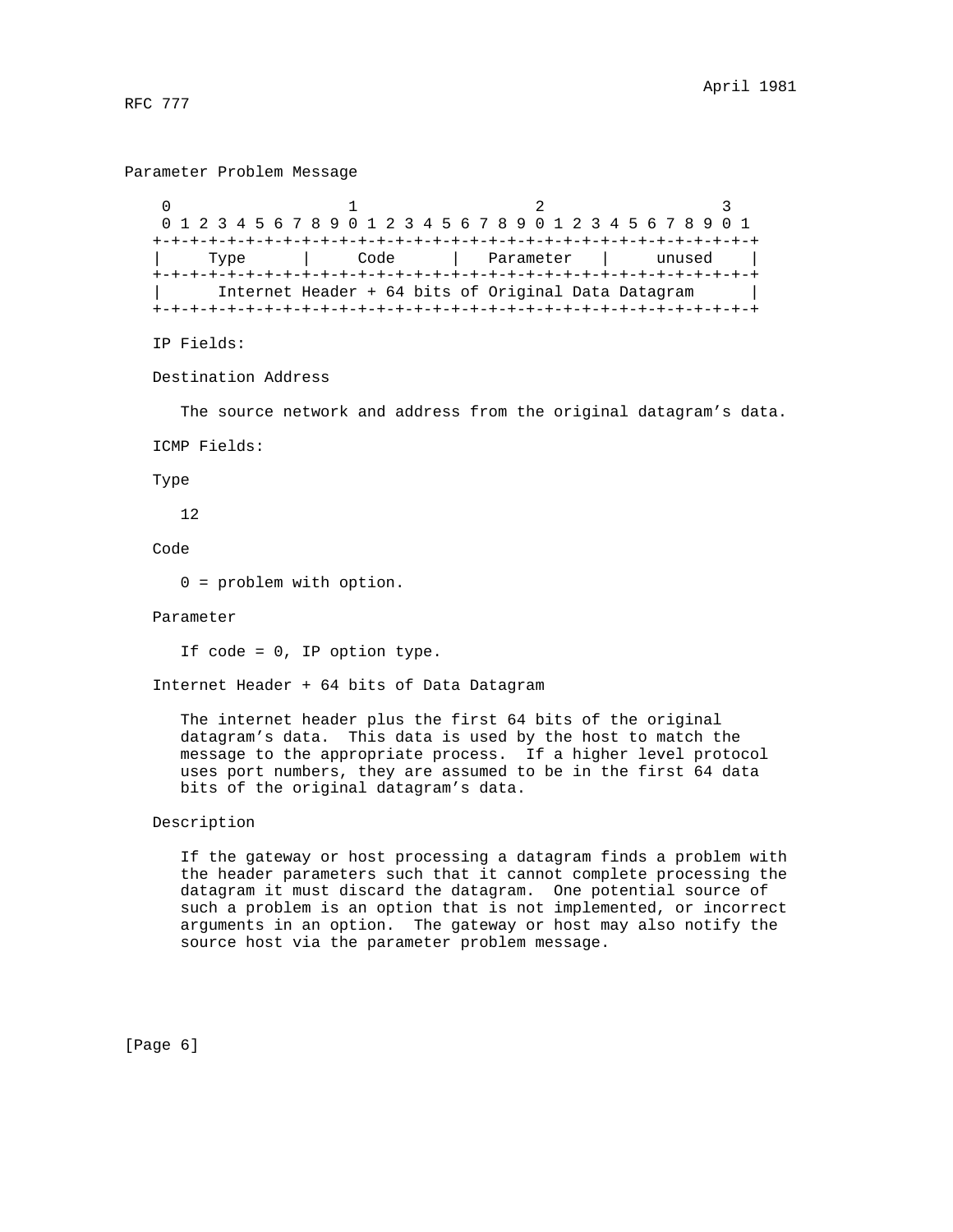## Parameter Problem Message

```
    0                   1                   2                   3
    0 1 2 3 4 5 6 7 8 9 0 1 2 3 4 5 6 7 8 9 0 1 2 3 4 5 6 7 8 9 0 1
   +-+-+-+-+-+-+-+-+-+-+-+-+-+-+-+-+-+-+-+-+-+-+-+-+-+-+-+-+-+-+-+-+
   |     Type      |     Code      |   Parameter   |     unused    |
   +-+-+-+-+-+-+-+-+-+-+-+-+-+-+-+-+-+-+-+-+-+-+-+-+-+-+-+-+-+-+-+-+
   |      Internet Header + 64 bits of Original Data Datagram      |
   +-+-+-+-+-+-+-+-+-+-+-+-+-+-+-+-+-+-+-+-+-+-+-+-+-+-+-+-+-+-+-+-+
```

IP Fields:

Destination Address

The source network and address from the original datagram’s data.

ICMP Fields:

Type

12

Code

0 = problem with option.

Parameter

If code = 0, IP option type.

Internet Header + 64 bits of Data Datagram

The internet header plus the first 64 bits of the original datagram’s data. This data is used by the host to match the message to the appropriate process. If a higher level protocol uses port numbers, they are assumed to be in the first 64 data bits of the original datagram’s data.

Description

If the gateway or host processing a datagram finds a problem with the header parameters such that it cannot complete processing the datagram it must discard the datagram. One potential source of such a problem is an option that is not implemented, or incorrect arguments in an option. The gateway or host may also notify the source host via the parameter problem message.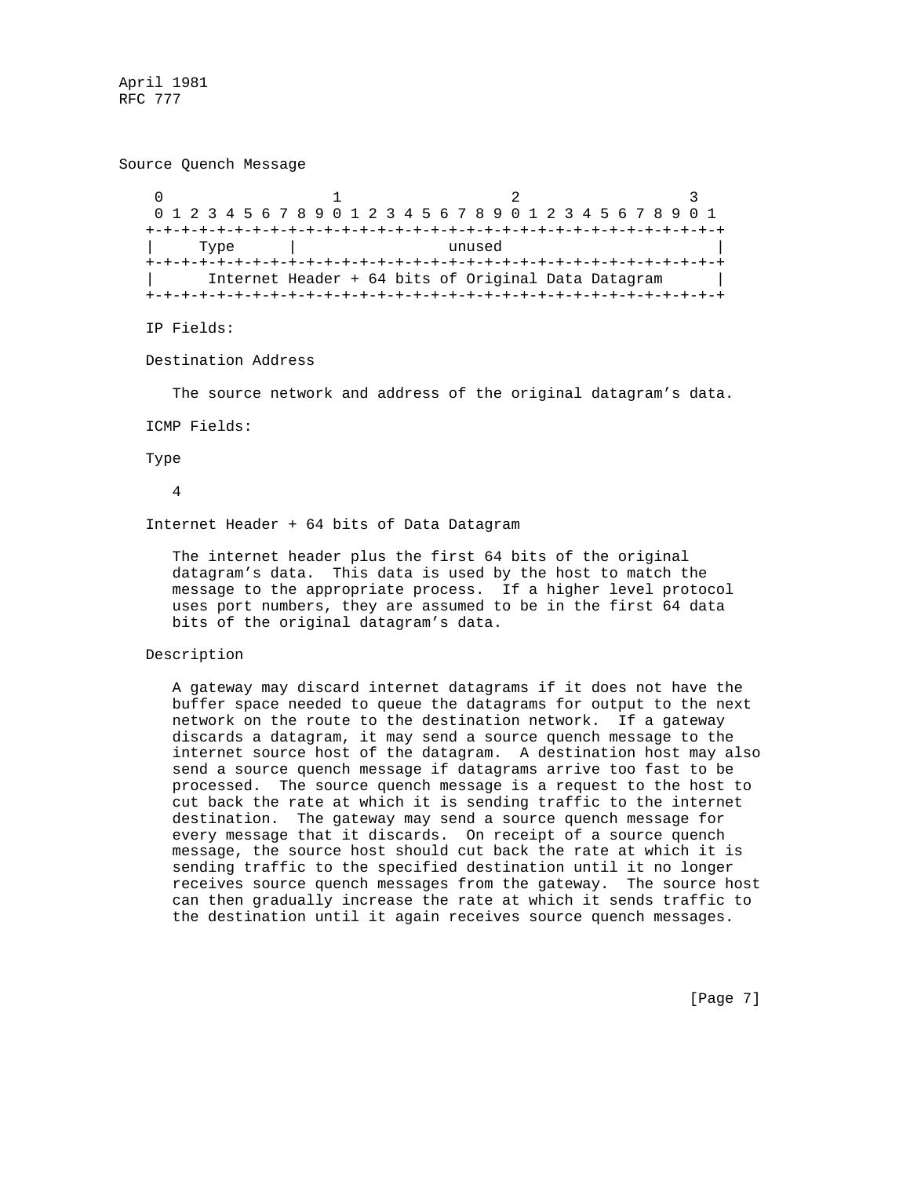## Source Quench Message

```
    0                   1                   2                   3
    0 1 2 3 4 5 6 7 8 9 0 1 2 3 4 5 6 7 8 9 0 1 2 3 4 5 6 7 8 9 0 1
   +-+-+-+-+-+-+-+-+-+-+-+-+-+-+-+-+-+-+-+-+-+-+-+-+-+-+-+-+-+-+-+-+
   |     Type      |                 unused                        |
   +-+-+-+-+-+-+-+-+-+-+-+-+-+-+-+-+-+-+-+-+-+-+-+-+-+-+-+-+-+-+-+-+
   |      Internet Header + 64 bits of Original Data Datagram      |
   +-+-+-+-+-+-+-+-+-+-+-+-+-+-+-+-+-+-+-+-+-+-+-+-+-+-+-+-+-+-+-+-+
```

IP Fields:

Destination Address

The source network and address of the original datagram's data.

ICMP Fields:

Type

4

Internet Header + 64 bits of Data Datagram

The internet header plus the first 64 bits of the original datagram's data. This data is used by the host to match the message to the appropriate process. If a higher level protocol uses port numbers, they are assumed to be in the first 64 data bits of the original datagram's data.

Description

A gateway may discard internet datagrams if it does not have the buffer space needed to queue the datagrams for output to the next network on the route to the destination network. If a gateway discards a datagram, it may send a source quench message to the internet source host of the datagram. A destination host may also send a source quench message if datagrams arrive too fast to be processed. The source quench message is a request to the host to cut back the rate at which it is sending traffic to the internet destination. The gateway may send a source quench message for every message that it discards. On receipt of a source quench message, the source host should cut back the rate at which it is sending traffic to the specified destination until it no longer receives source quench messages from the gateway. The source host can then gradually increase the rate at which it sends traffic to the destination until it again receives source quench messages.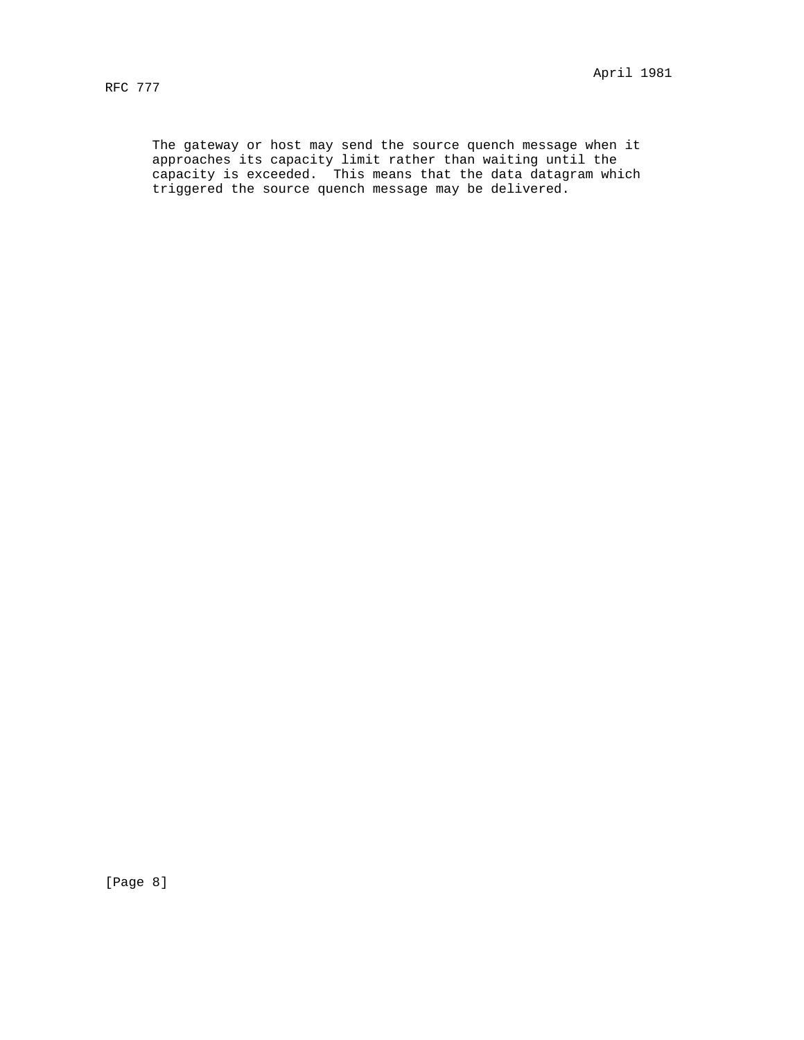The gateway or host may send the source quench message when it approaches its capacity limit rather than waiting until the capacity is exceeded.  This means that the data datagram which triggered the source quench message may be delivered.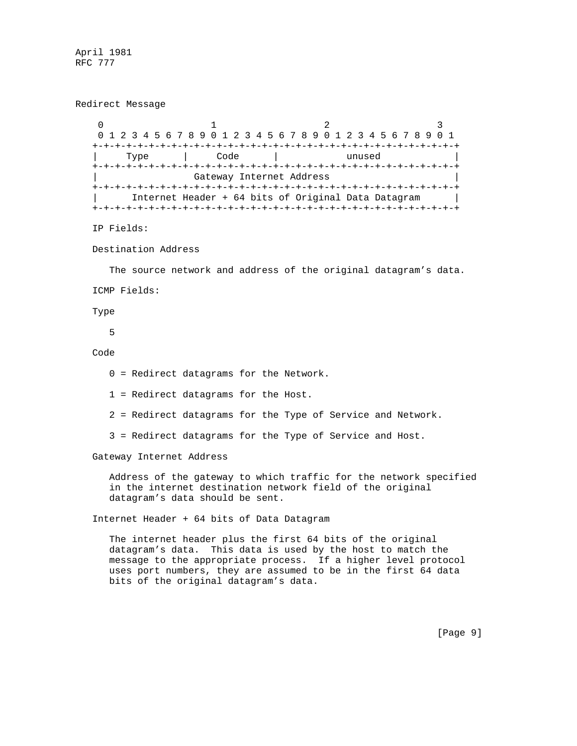## Redirect Message

```
    0                   1                   2                   3
    0 1 2 3 4 5 6 7 8 9 0 1 2 3 4 5 6 7 8 9 0 1 2 3 4 5 6 7 8 9 0 1
   +-+-+-+-+-+-+-+-+-+-+-+-+-+-+-+-+-+-+-+-+-+-+-+-+-+-+-+-+-+-+-+-+
   |     Type      |     Code      |           unused              |
   +-+-+-+-+-+-+-+-+-+-+-+-+-+-+-+-+-+-+-+-+-+-+-+-+-+-+-+-+-+-+-+-+
   |                 Gateway Internet Address                      |
   +-+-+-+-+-+-+-+-+-+-+-+-+-+-+-+-+-+-+-+-+-+-+-+-+-+-+-+-+-+-+-+-+
   |      Internet Header + 64 bits of Original Data Datagram      |
   +-+-+-+-+-+-+-+-+-+-+-+-+-+-+-+-+-+-+-+-+-+-+-+-+-+-+-+-+-+-+-+-+
```

IP Fields:

Destination Address

The source network and address of the original datagram's data.

ICMP Fields:

Type

5

Code

0 = Redirect datagrams for the Network.

1 = Redirect datagrams for the Host.

2 = Redirect datagrams for the Type of Service and Network.

3 = Redirect datagrams for the Type of Service and Host.

Gateway Internet Address

Address of the gateway to which traffic for the network specified in the internet destination network field of the original datagram's data should be sent.

Internet Header + 64 bits of Data Datagram

The internet header plus the first 64 bits of the original datagram's data. This data is used by the host to match the message to the appropriate process. If a higher level protocol uses port numbers, they are assumed to be in the first 64 data bits of the original datagram's data.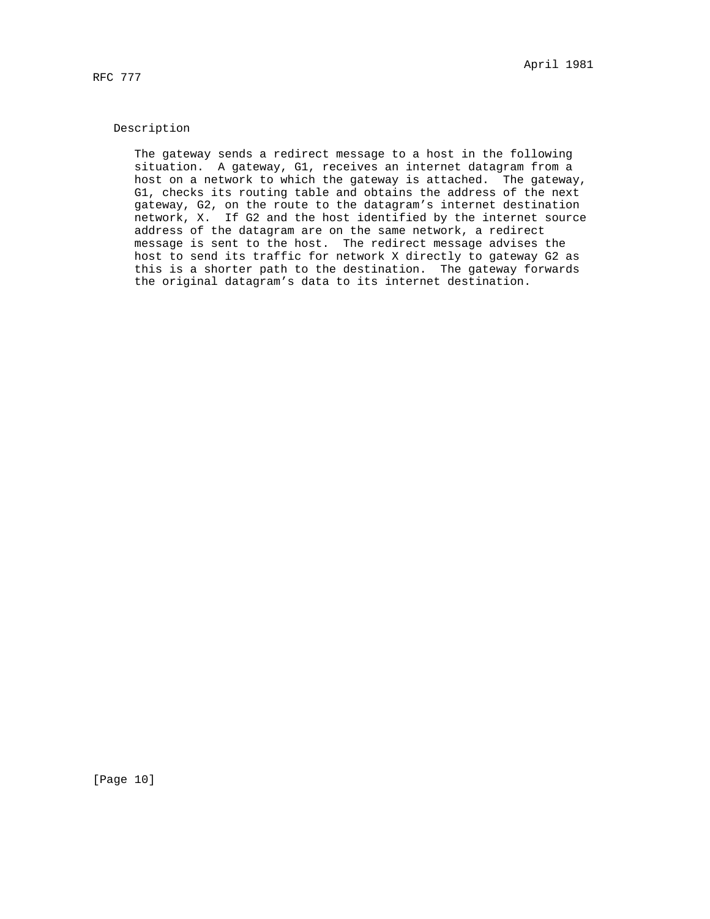Description

The gateway sends a redirect message to a host in the following situation. A gateway, G1, receives an internet datagram from a host on a network to which the gateway is attached. The gateway, G1, checks its routing table and obtains the address of the next gateway, G2, on the route to the datagram's internet destination network, X. If G2 and the host identified by the internet source address of the datagram are on the same network, a redirect message is sent to the host. The redirect message advises the host to send its traffic for network X directly to gateway G2 as this is a shorter path to the destination. The gateway forwards the original datagram's data to its internet destination.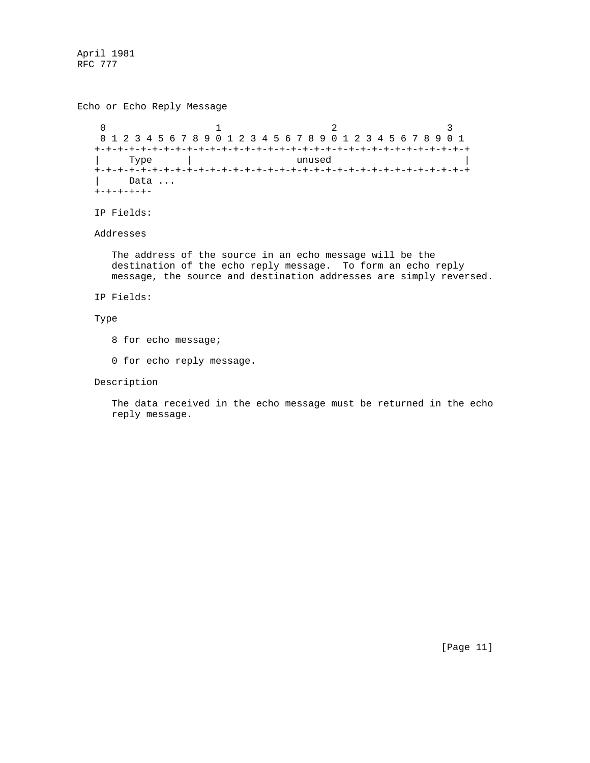## Echo or Echo Reply Message

```
    0                   1                   2                   3
    0 1 2 3 4 5 6 7 8 9 0 1 2 3 4 5 6 7 8 9 0 1 2 3 4 5 6 7 8 9 0 1
   +-+-+-+-+-+-+-+-+-+-+-+-+-+-+-+-+-+-+-+-+-+-+-+-+-+-+-+-+-+-+-+-+
   |     Type      |                 unused                        |
   +-+-+-+-+-+-+-+-+-+-+-+-+-+-+-+-+-+-+-+-+-+-+-+-+-+-+-+-+-+-+-+-+
   |     Data ...
   +-+-+-+-+-
```

IP Fields:

Addresses

The address of the source in an echo message will be the destination of the echo reply message. To form an echo reply message, the source and destination addresses are simply reversed.

IP Fields:

Type

8 for echo message;

0 for echo reply message.

Description

The data received in the echo message must be returned in the echo reply message.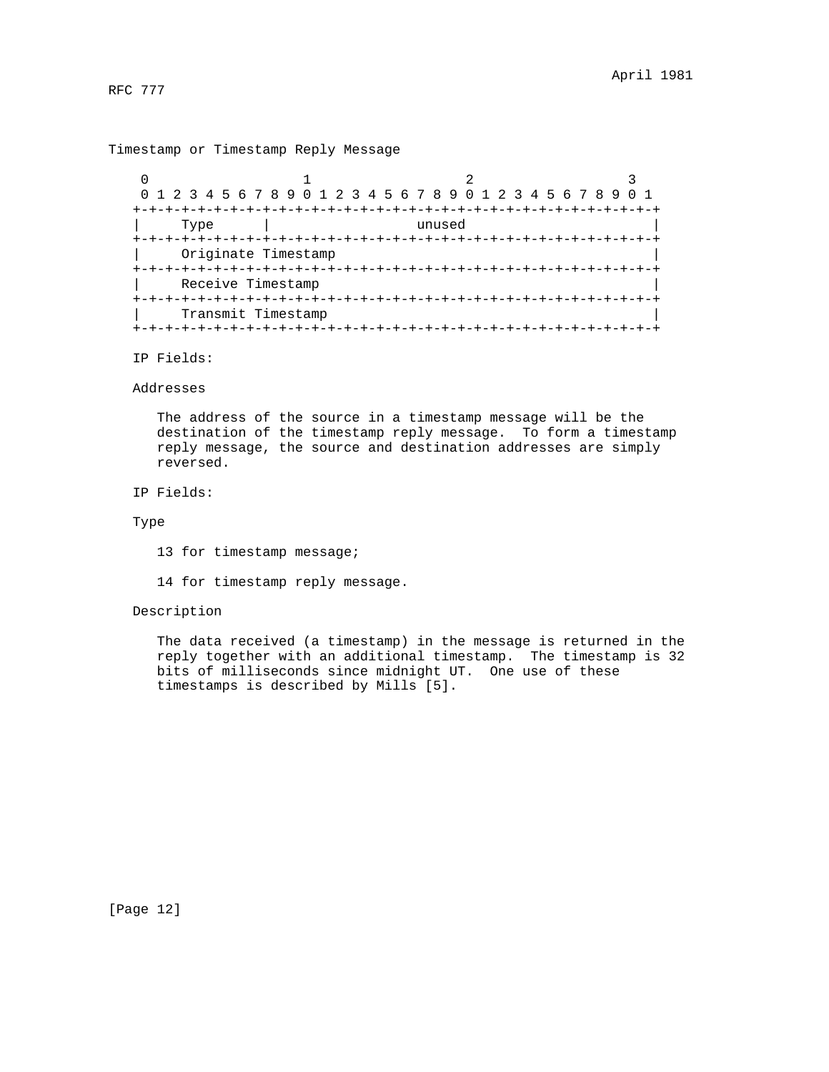Timestamp or Timestamp Reply Message

```
 0                   1                   2                   3
 0 1 2 3 4 5 6 7 8 9 0 1 2 3 4 5 6 7 8 9 0 1 2 3 4 5 6 7 8 9 0 1
+-+-+-+-+-+-+-+-+-+-+-+-+-+-+-+-+-+-+-+-+-+-+-+-+-+-+-+-+-+-+-+-+
|     Type      |                  unused                       |
+-+-+-+-+-+-+-+-+-+-+-+-+-+-+-+-+-+-+-+-+-+-+-+-+-+-+-+-+-+-+-+-+
|     Originate Timestamp                                       |
+-+-+-+-+-+-+-+-+-+-+-+-+-+-+-+-+-+-+-+-+-+-+-+-+-+-+-+-+-+-+-+-+
|     Receive Timestamp                                         |
+-+-+-+-+-+-+-+-+-+-+-+-+-+-+-+-+-+-+-+-+-+-+-+-+-+-+-+-+-+-+-+-+
|     Transmit Timestamp                                        |
+-+-+-+-+-+-+-+-+-+-+-+-+-+-+-+-+-+-+-+-+-+-+-+-+-+-+-+-+-+-+-+-+
```

IP Fields:

Addresses

The address of the source in a timestamp message will be the destination of the timestamp reply message. To form a timestamp reply message, the source and destination addresses are simply reversed.

IP Fields:

Type

13 for timestamp message;

14 for timestamp reply message.

Description

The data received (a timestamp) in the message is returned in the reply together with an additional timestamp. The timestamp is 32 bits of milliseconds since midnight UT. One use of these timestamps is described by Mills [5].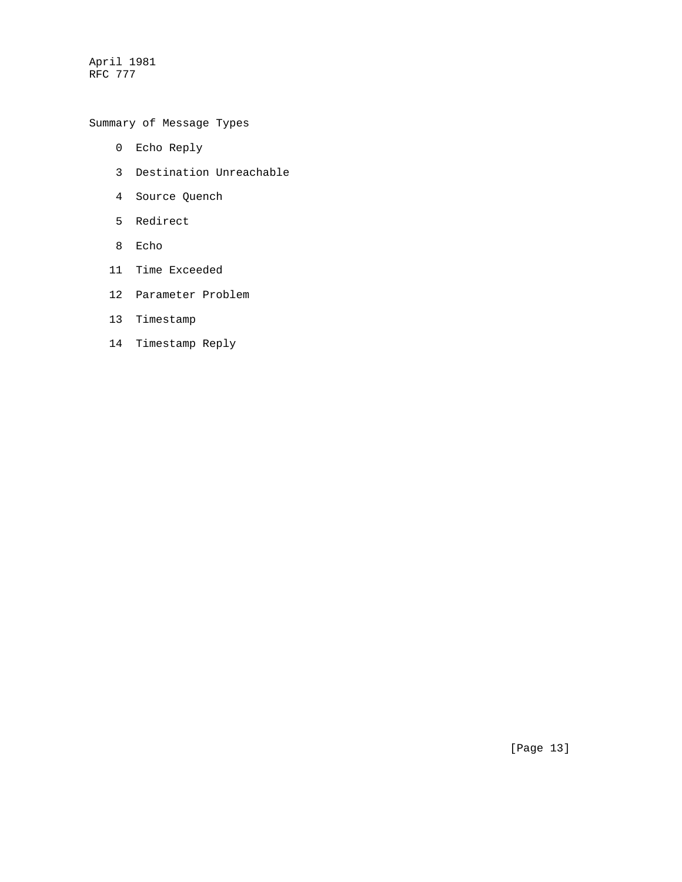Summary of Message Types

```
    0  Echo Reply

    3  Destination Unreachable

    4  Source Quench

    5  Redirect

    8  Echo

   11  Time Exceeded

   12  Parameter Problem

   13  Timestamp

   14  Timestamp Reply
```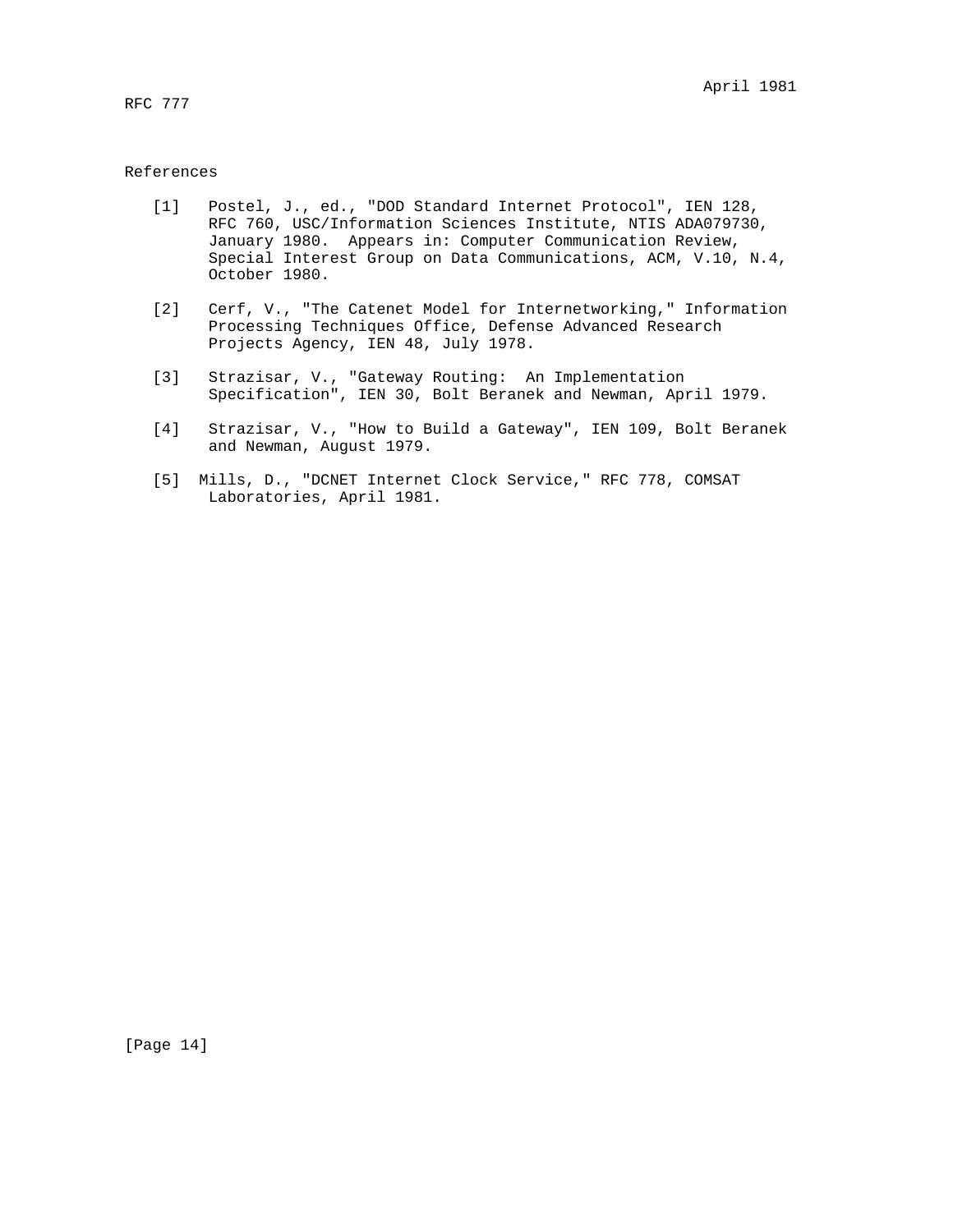## References

[1] Postel, J., ed., "DOD Standard Internet Protocol", IEN 128, RFC 760, USC/Information Sciences Institute, NTIS ADA079730, January 1980. Appears in: Computer Communication Review, Special Interest Group on Data Communications, ACM, V.10, N.4, October 1980.

[2] Cerf, V., "The Catenet Model for Internetworking," Information Processing Techniques Office, Defense Advanced Research Projects Agency, IEN 48, July 1978.

[3] Strazisar, V., "Gateway Routing: An Implementation Specification", IEN 30, Bolt Beranek and Newman, April 1979.

[4] Strazisar, V., "How to Build a Gateway", IEN 109, Bolt Beranek and Newman, August 1979.

[5] Mills, D., "DCNET Internet Clock Service," RFC 778, COMSAT Laboratories, April 1981.